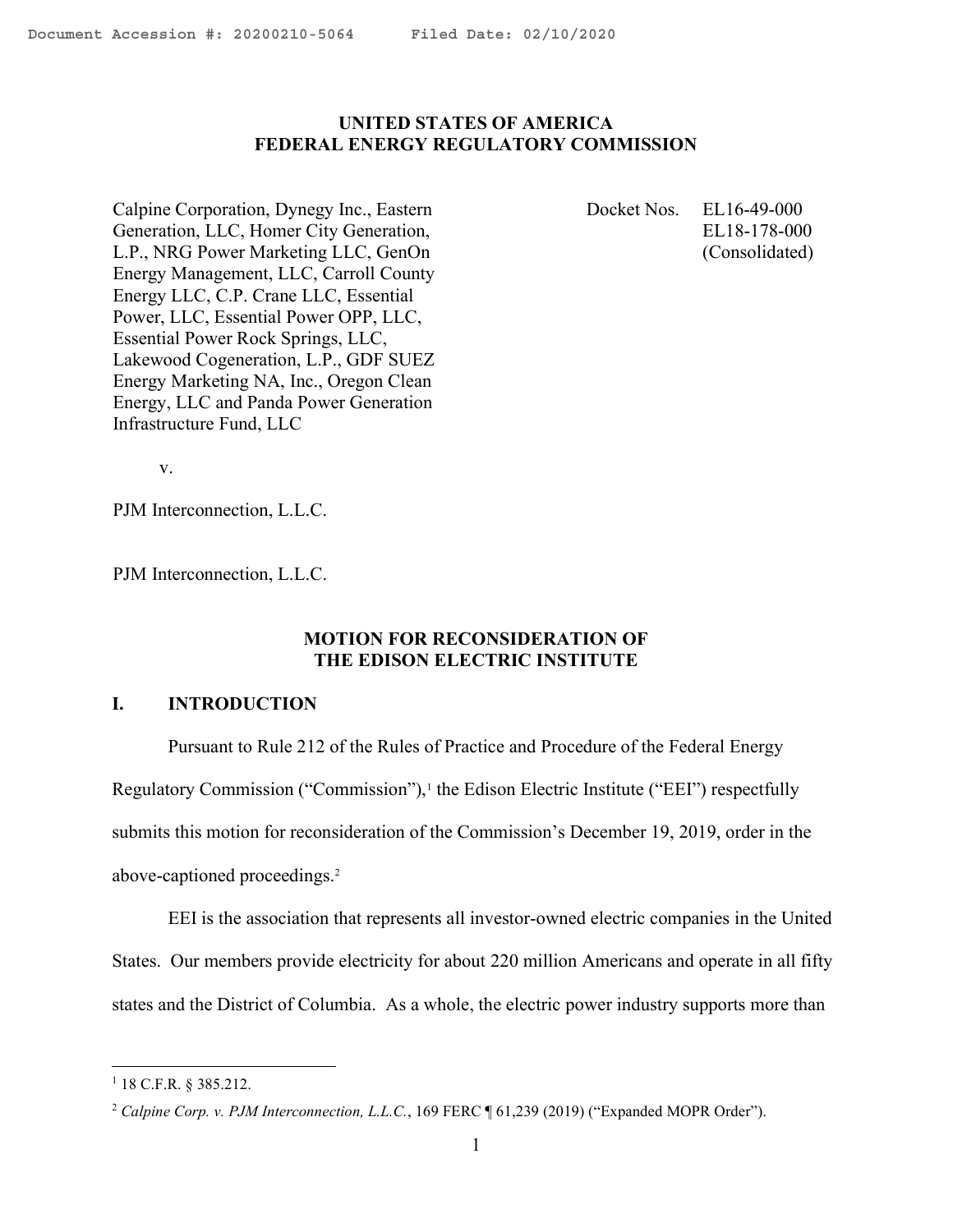Document Accession #: 20200210-5064 Filed Date: 02/10/2020

**UNITED STATES OF AMERICA**
**FEDERAL ENERGY REGULATORY COMMISSION**

| | |
|---|---|
| Calpine Corporation, Dynegy Inc., Eastern Generation, LLC, Homer City Generation, L.P., NRG Power Marketing LLC, GenOn Energy Management, LLC, Carroll County Energy LLC, C.P. Crane LLC, Essential Power, LLC, Essential Power OPP, LLC, Essential Power Rock Springs, LLC, Lakewood Cogeneration, L.P., GDF SUEZ Energy Marketing NA, Inc., Oregon Clean Energy, LLC and Panda Power Generation Infrastructure Fund, LLC | Docket Nos. EL16-49-000 EL18-178-000 (Consolidated) |

v.

PJM Interconnection, L.L.C.

PJM Interconnection, L.L.C.

**MOTION FOR RECONSIDERATION OF**
**THE EDISON ELECTRIC INSTITUTE**

## I. INTRODUCTION

Pursuant to Rule 212 of the Rules of Practice and Procedure of the Federal Energy Regulatory Commission ("Commission"),[1] the Edison Electric Institute ("EEI") respectfully submits this motion for reconsideration of the Commission's December 19, 2019, order in the above-captioned proceedings.[2]

EEI is the association that represents all investor-owned electric companies in the United States. Our members provide electricity for about 220 million Americans and operate in all fifty states and the District of Columbia. As a whole, the electric power industry supports more than

---

[1] 18 C.F.R. § 385.212.

[2] *Calpine Corp. v. PJM Interconnection, L.L.C.*, 169 FERC ¶ 61,239 (2019) ("Expanded MOPR Order").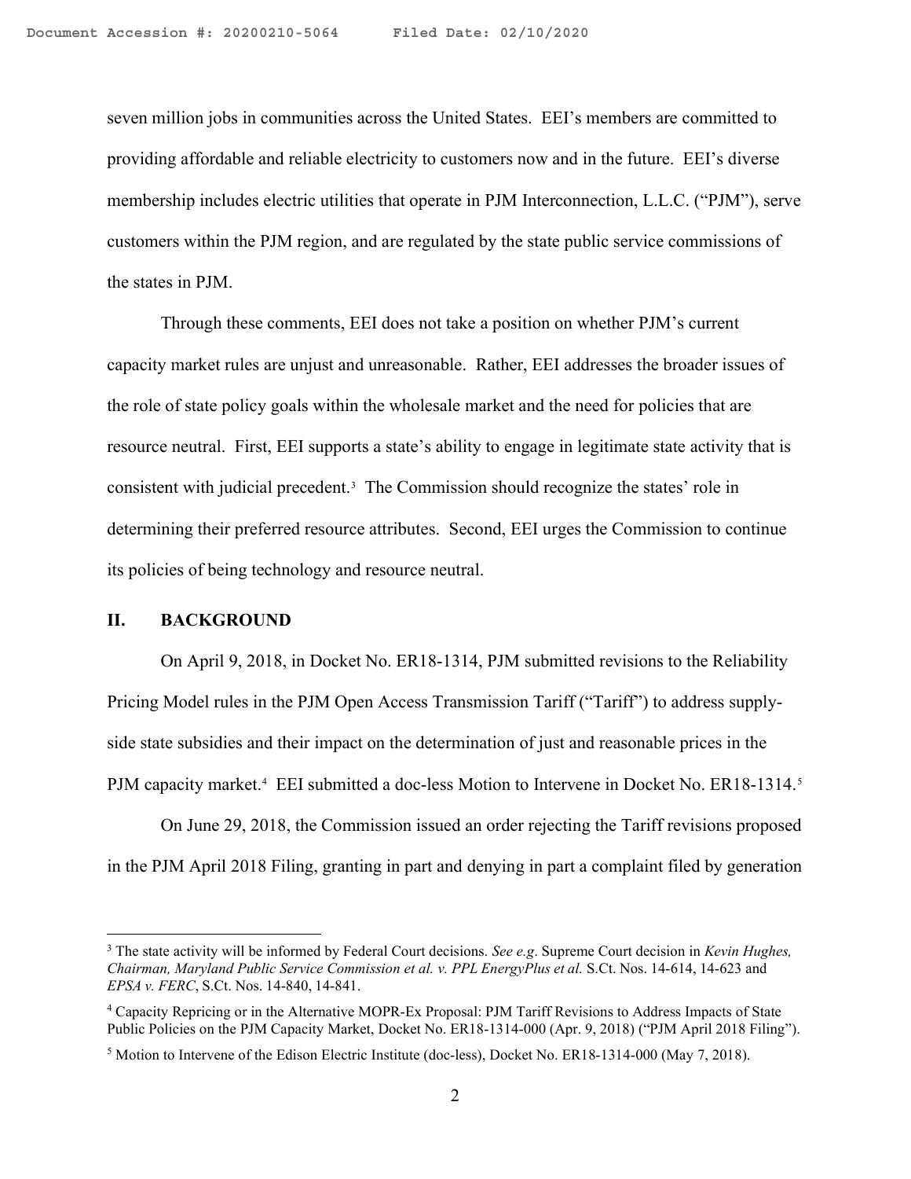seven million jobs in communities across the United States. EEI's members are committed to providing affordable and reliable electricity to customers now and in the future. EEI's diverse membership includes electric utilities that operate in PJM Interconnection, L.L.C. ("PJM"), serve customers within the PJM region, and are regulated by the state public service commissions of the states in PJM.

Through these comments, EEI does not take a position on whether PJM's current capacity market rules are unjust and unreasonable. Rather, EEI addresses the broader issues of the role of state policy goals within the wholesale market and the need for policies that are resource neutral. First, EEI supports a state's ability to engage in legitimate state activity that is consistent with judicial precedent.[3] The Commission should recognize the states' role in determining their preferred resource attributes. Second, EEI urges the Commission to continue its policies of being technology and resource neutral.

## II. BACKGROUND

On April 9, 2018, in Docket No. ER18-1314, PJM submitted revisions to the Reliability Pricing Model rules in the PJM Open Access Transmission Tariff ("Tariff") to address supply-side state subsidies and their impact on the determination of just and reasonable prices in the PJM capacity market.[4] EEI submitted a doc-less Motion to Intervene in Docket No. ER18-1314.[5]

On June 29, 2018, the Commission issued an order rejecting the Tariff revisions proposed in the PJM April 2018 Filing, granting in part and denying in part a complaint filed by generation

---

[3] The state activity will be informed by Federal Court decisions. *See e.g*. Supreme Court decision in *Kevin Hughes, Chairman, Maryland Public Service Commission et al. v. PPL EnergyPlus et al.* S.Ct. Nos. 14-614, 14-623 and *EPSA v. FERC*, S.Ct. Nos. 14-840, 14-841.

[4] Capacity Repricing or in the Alternative MOPR-Ex Proposal: PJM Tariff Revisions to Address Impacts of State Public Policies on the PJM Capacity Market, Docket No. ER18-1314-000 (Apr. 9, 2018) ("PJM April 2018 Filing").

[5] Motion to Intervene of the Edison Electric Institute (doc-less), Docket No. ER18-1314-000 (May 7, 2018).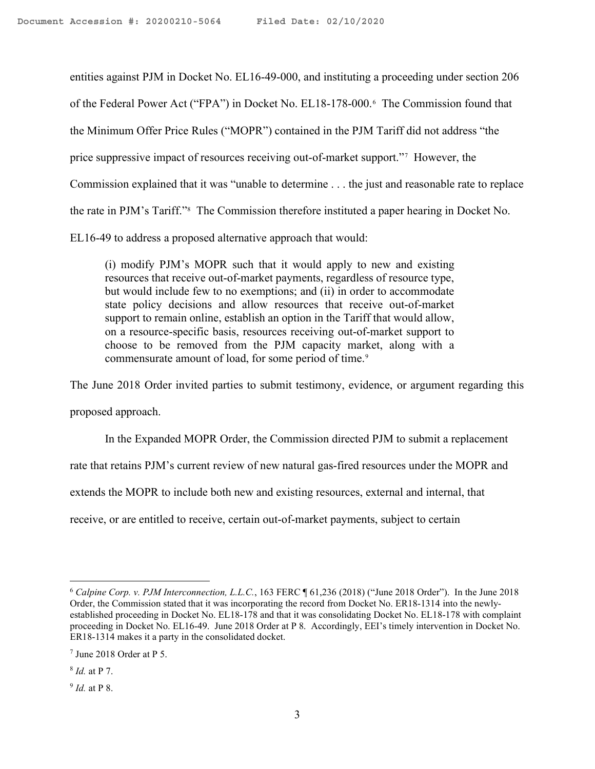entities against PJM in Docket No. EL16-49-000, and instituting a proceeding under section 206 of the Federal Power Act ("FPA") in Docket No. EL18-178-000.[6] The Commission found that the Minimum Offer Price Rules ("MOPR") contained in the PJM Tariff did not address "the price suppressive impact of resources receiving out-of-market support."[7] However, the Commission explained that it was "unable to determine . . . the just and reasonable rate to replace the rate in PJM's Tariff."[8] The Commission therefore instituted a paper hearing in Docket No. EL16-49 to address a proposed alternative approach that would:

> (i) modify PJM's MOPR such that it would apply to new and existing resources that receive out-of-market payments, regardless of resource type, but would include few to no exemptions; and (ii) in order to accommodate state policy decisions and allow resources that receive out-of-market support to remain online, establish an option in the Tariff that would allow, on a resource-specific basis, resources receiving out-of-market support to choose to be removed from the PJM capacity market, along with a commensurate amount of load, for some period of time.[9]

The June 2018 Order invited parties to submit testimony, evidence, or argument regarding this proposed approach.

In the Expanded MOPR Order, the Commission directed PJM to submit a replacement rate that retains PJM's current review of new natural gas-fired resources under the MOPR and extends the MOPR to include both new and existing resources, external and internal, that receive, or are entitled to receive, certain out-of-market payments, subject to certain

---

[6] *Calpine Corp. v. PJM Interconnection, L.L.C.*, 163 FERC ¶ 61,236 (2018) ("June 2018 Order"). In the June 2018 Order, the Commission stated that it was incorporating the record from Docket No. ER18-1314 into the newly-established proceeding in Docket No. EL18-178 and that it was consolidating Docket No. EL18-178 with complaint proceeding in Docket No. EL16-49. June 2018 Order at P 8. Accordingly, EEI's timely intervention in Docket No. ER18-1314 makes it a party in the consolidated docket.

[7] June 2018 Order at P 5.

[8] *Id.* at P 7.

[9] *Id.* at P 8.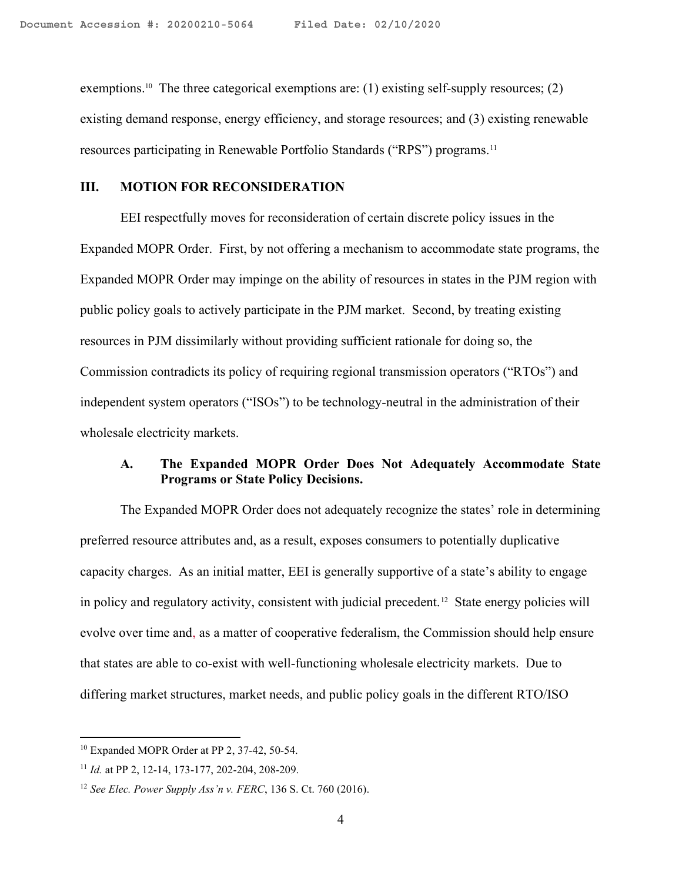exemptions.[10] The three categorical exemptions are: (1) existing self-supply resources; (2) existing demand response, energy efficiency, and storage resources; and (3) existing renewable resources participating in Renewable Portfolio Standards ("RPS") programs.[11]

## III. MOTION FOR RECONSIDERATION

EEI respectfully moves for reconsideration of certain discrete policy issues in the Expanded MOPR Order. First, by not offering a mechanism to accommodate state programs, the Expanded MOPR Order may impinge on the ability of resources in states in the PJM region with public policy goals to actively participate in the PJM market. Second, by treating existing resources in PJM dissimilarly without providing sufficient rationale for doing so, the Commission contradicts its policy of requiring regional transmission operators ("RTOs") and independent system operators ("ISOs") to be technology-neutral in the administration of their wholesale electricity markets.

### A. The Expanded MOPR Order Does Not Adequately Accommodate State Programs or State Policy Decisions.

The Expanded MOPR Order does not adequately recognize the states' role in determining preferred resource attributes and, as a result, exposes consumers to potentially duplicative capacity charges. As an initial matter, EEI is generally supportive of a state's ability to engage in policy and regulatory activity, consistent with judicial precedent.[12] State energy policies will evolve over time and, as a matter of cooperative federalism, the Commission should help ensure that states are able to co-exist with well-functioning wholesale electricity markets. Due to differing market structures, market needs, and public policy goals in the different RTO/ISO

---

[10] Expanded MOPR Order at PP 2, 37-42, 50-54.

[11] *Id.* at PP 2, 12-14, 173-177, 202-204, 208-209.

[12] *See Elec. Power Supply Ass'n v. FERC*, 136 S. Ct. 760 (2016).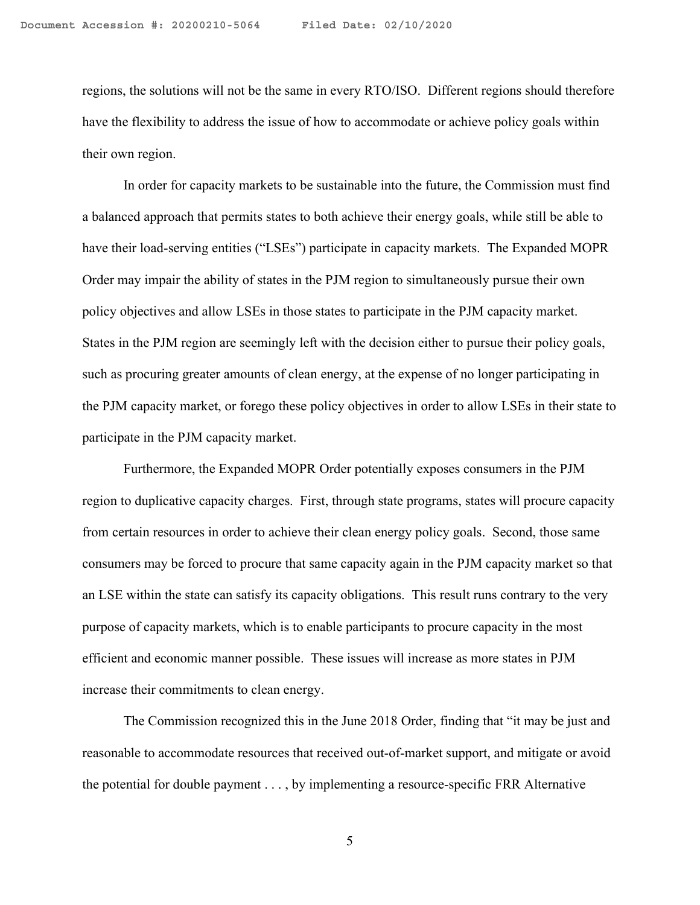regions, the solutions will not be the same in every RTO/ISO. Different regions should therefore have the flexibility to address the issue of how to accommodate or achieve policy goals within their own region.

In order for capacity markets to be sustainable into the future, the Commission must find a balanced approach that permits states to both achieve their energy goals, while still be able to have their load-serving entities ("LSEs") participate in capacity markets. The Expanded MOPR Order may impair the ability of states in the PJM region to simultaneously pursue their own policy objectives and allow LSEs in those states to participate in the PJM capacity market. States in the PJM region are seemingly left with the decision either to pursue their policy goals, such as procuring greater amounts of clean energy, at the expense of no longer participating in the PJM capacity market, or forego these policy objectives in order to allow LSEs in their state to participate in the PJM capacity market.

Furthermore, the Expanded MOPR Order potentially exposes consumers in the PJM region to duplicative capacity charges. First, through state programs, states will procure capacity from certain resources in order to achieve their clean energy policy goals. Second, those same consumers may be forced to procure that same capacity again in the PJM capacity market so that an LSE within the state can satisfy its capacity obligations. This result runs contrary to the very purpose of capacity markets, which is to enable participants to procure capacity in the most efficient and economic manner possible. These issues will increase as more states in PJM increase their commitments to clean energy.

The Commission recognized this in the June 2018 Order, finding that "it may be just and reasonable to accommodate resources that received out-of-market support, and mitigate or avoid the potential for double payment . . . , by implementing a resource-specific FRR Alternative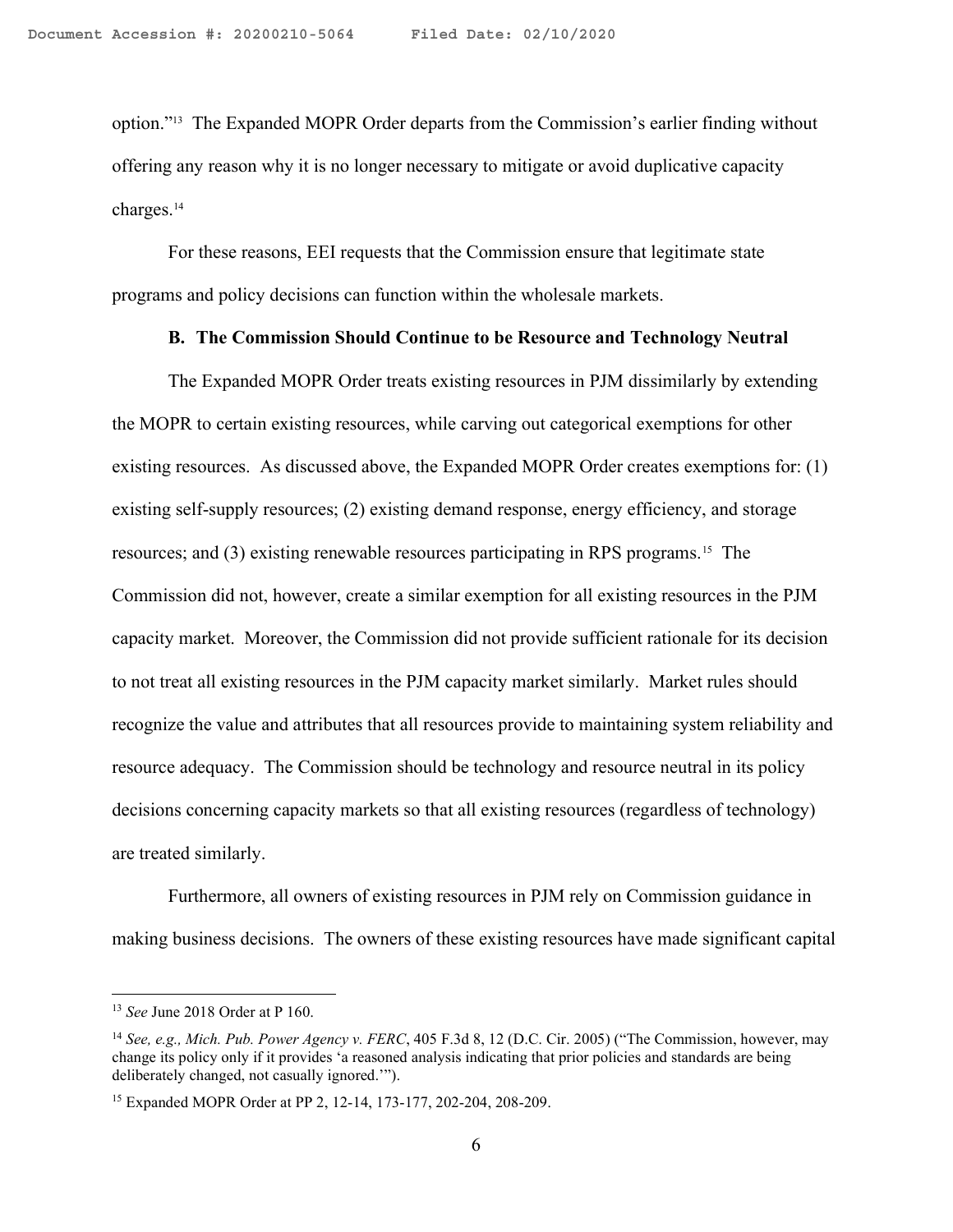option."[13] The Expanded MOPR Order departs from the Commission's earlier finding without offering any reason why it is no longer necessary to mitigate or avoid duplicative capacity charges.[14]

For these reasons, EEI requests that the Commission ensure that legitimate state programs and policy decisions can function within the wholesale markets.

### B. The Commission Should Continue to be Resource and Technology Neutral

The Expanded MOPR Order treats existing resources in PJM dissimilarly by extending the MOPR to certain existing resources, while carving out categorical exemptions for other existing resources. As discussed above, the Expanded MOPR Order creates exemptions for: (1) existing self-supply resources; (2) existing demand response, energy efficiency, and storage resources; and (3) existing renewable resources participating in RPS programs.[15] The Commission did not, however, create a similar exemption for all existing resources in the PJM capacity market. Moreover, the Commission did not provide sufficient rationale for its decision to not treat all existing resources in the PJM capacity market similarly. Market rules should recognize the value and attributes that all resources provide to maintaining system reliability and resource adequacy. The Commission should be technology and resource neutral in its policy decisions concerning capacity markets so that all existing resources (regardless of technology) are treated similarly.

Furthermore, all owners of existing resources in PJM rely on Commission guidance in making business decisions. The owners of these existing resources have made significant capital

---

[13] *See* June 2018 Order at P 160.

[14] *See, e.g., Mich. Pub. Power Agency v. FERC*, 405 F.3d 8, 12 (D.C. Cir. 2005) ("The Commission, however, may change its policy only if it provides 'a reasoned analysis indicating that prior policies and standards are being deliberately changed, not casually ignored.'").

[15] Expanded MOPR Order at PP 2, 12-14, 173-177, 202-204, 208-209.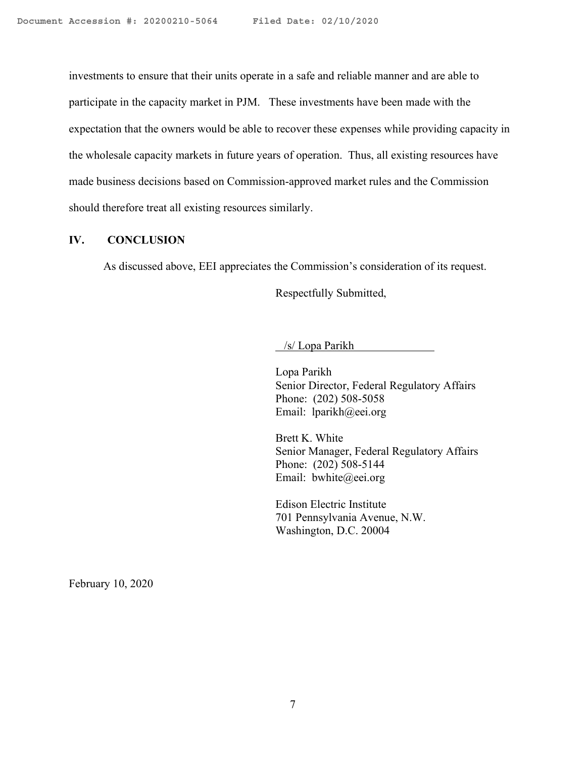investments to ensure that their units operate in a safe and reliable manner and are able to participate in the capacity market in PJM. These investments have been made with the expectation that the owners would be able to recover these expenses while providing capacity in the wholesale capacity markets in future years of operation. Thus, all existing resources have made business decisions based on Commission-approved market rules and the Commission should therefore treat all existing resources similarly.

## IV. CONCLUSION

As discussed above, EEI appreciates the Commission's consideration of its request.

Respectfully Submitted,

/s/ Lopa Parikh

Lopa Parikh
Senior Director, Federal Regulatory Affairs
Phone: (202) 508-5058
Email: lparikh@eei.org

Brett K. White
Senior Manager, Federal Regulatory Affairs
Phone: (202) 508-5144
Email: bwhite@eei.org

Edison Electric Institute
701 Pennsylvania Avenue, N.W.
Washington, D.C. 20004

February 10, 2020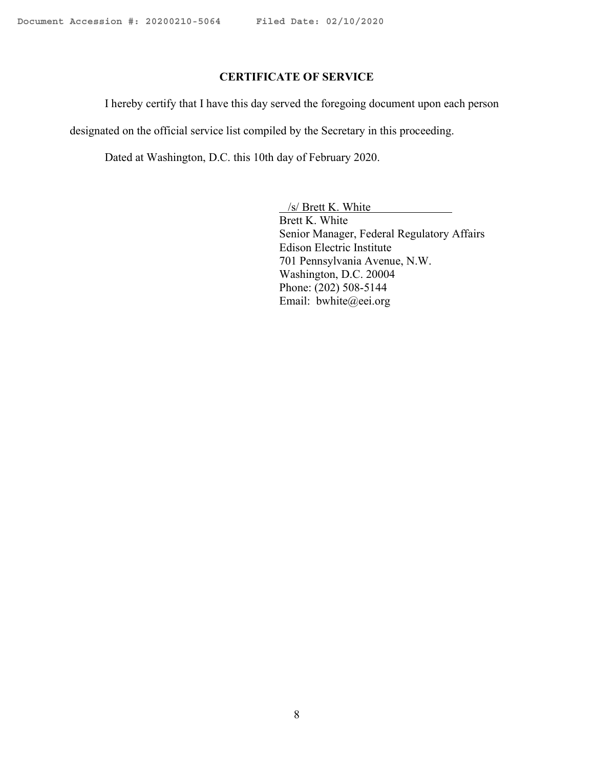## CERTIFICATE OF SERVICE

I hereby certify that I have this day served the foregoing document upon each person designated on the official service list compiled by the Secretary in this proceeding.

Dated at Washington, D.C. this 10th day of February 2020.

/s/ Brett K. White
Brett K. White
Senior Manager, Federal Regulatory Affairs
Edison Electric Institute
701 Pennsylvania Avenue, N.W.
Washington, D.C. 20004
Phone: (202) 508-5144
Email: bwhite@eei.org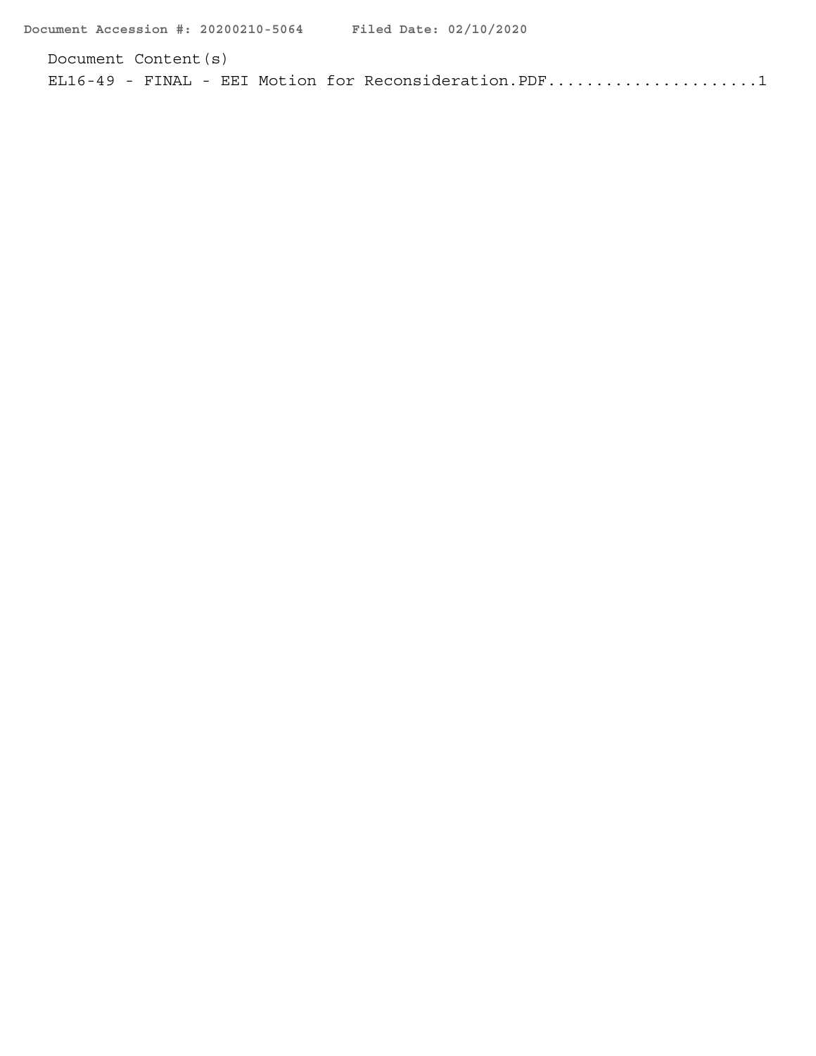Document Accession #: 20200210-5064 Filed Date: 02/10/2020

Document Content(s)

EL16-49 - FINAL - EEI Motion for Reconsideration.PDF......................1